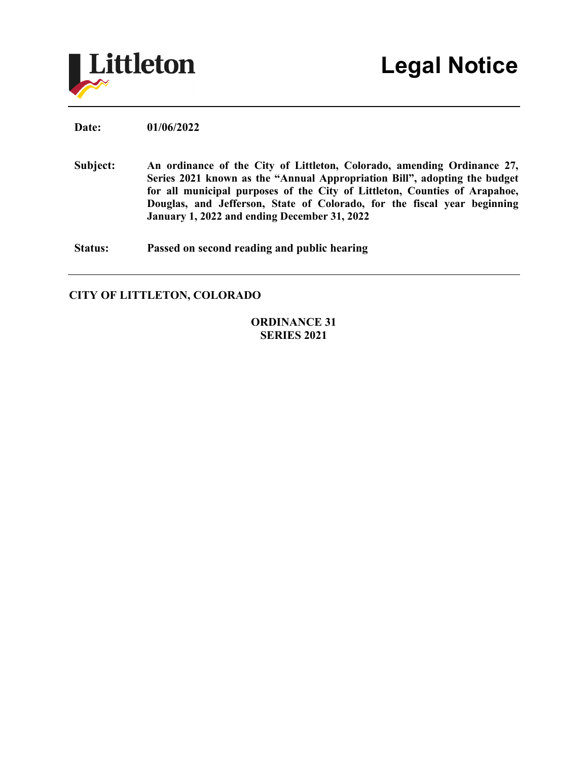Littleton

# Legal Notice

**Date:** **01/06/2022**

**Subject:** **An ordinance of the City of Littleton, Colorado, amending Ordinance 27, Series 2021 known as the "Annual Appropriation Bill", adopting the budget for all municipal purposes of the City of Littleton, Counties of Arapahoe, Douglas, and Jefferson, State of Colorado, for the fiscal year beginning January 1, 2022 and ending December 31, 2022**

**Status:** **Passed on second reading and public hearing**

---

**CITY OF LITTLETON, COLORADO**

**ORDINANCE 31**
**SERIES 2021**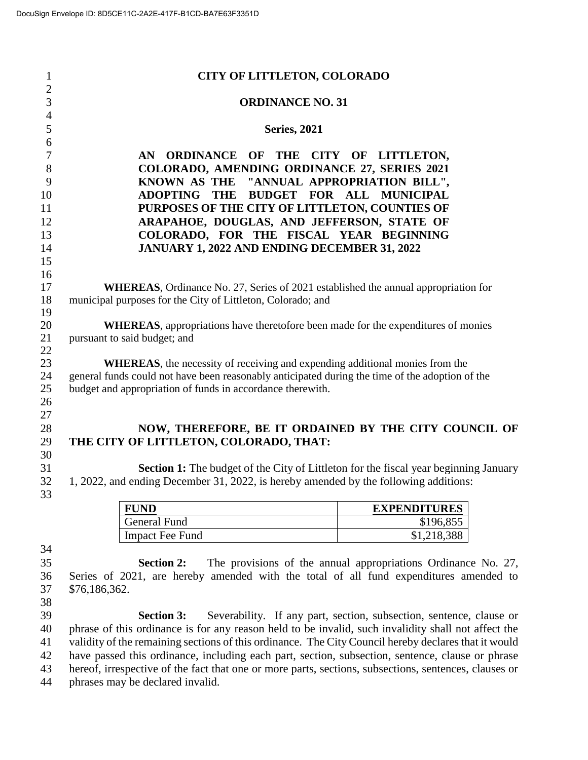# CITY OF LITTLETON, COLORADO

## ORDINANCE NO. 31

## Series, 2021

**AN ORDINANCE OF THE CITY OF LITTLETON, COLORADO, AMENDING ORDINANCE 27, SERIES 2021 KNOWN AS THE "ANNUAL APPROPRIATION BILL", ADOPTING THE BUDGET FOR ALL MUNICIPAL PURPOSES OF THE CITY OF LITTLETON, COUNTIES OF ARAPAHOE, DOUGLAS, AND JEFFERSON, STATE OF COLORADO, FOR THE FISCAL YEAR BEGINNING JANUARY 1, 2022 AND ENDING DECEMBER 31, 2022**

**WHEREAS**, Ordinance No. 27, Series of 2021 established the annual appropriation for municipal purposes for the City of Littleton, Colorado; and

**WHEREAS**, appropriations have theretofore been made for the expenditures of monies pursuant to said budget; and

**WHEREAS**, the necessity of receiving and expending additional monies from the general funds could not have been reasonably anticipated during the time of the adoption of the budget and appropriation of funds in accordance therewith.

**NOW, THEREFORE, BE IT ORDAINED BY THE CITY COUNCIL OF THE CITY OF LITTLETON, COLORADO, THAT:**

**Section 1:** The budget of the City of Littleton for the fiscal year beginning January 1, 2022, and ending December 31, 2022, is hereby amended by the following additions:

| FUND | EXPENDITURES |
|---|---|
| General Fund | \$196,855 |
| Impact Fee Fund | \$1,218,388 |

**Section 2:** The provisions of the annual appropriations Ordinance No. 27, Series of 2021, are hereby amended with the total of all fund expenditures amended to \$76,186,362.

**Section 3:** Severability. If any part, section, subsection, sentence, clause or phrase of this ordinance is for any reason held to be invalid, such invalidity shall not affect the validity of the remaining sections of this ordinance. The City Council hereby declares that it would have passed this ordinance, including each part, section, subsection, sentence, clause or phrase hereof, irrespective of the fact that one or more parts, sections, subsections, sentences, clauses or phrases may be declared invalid.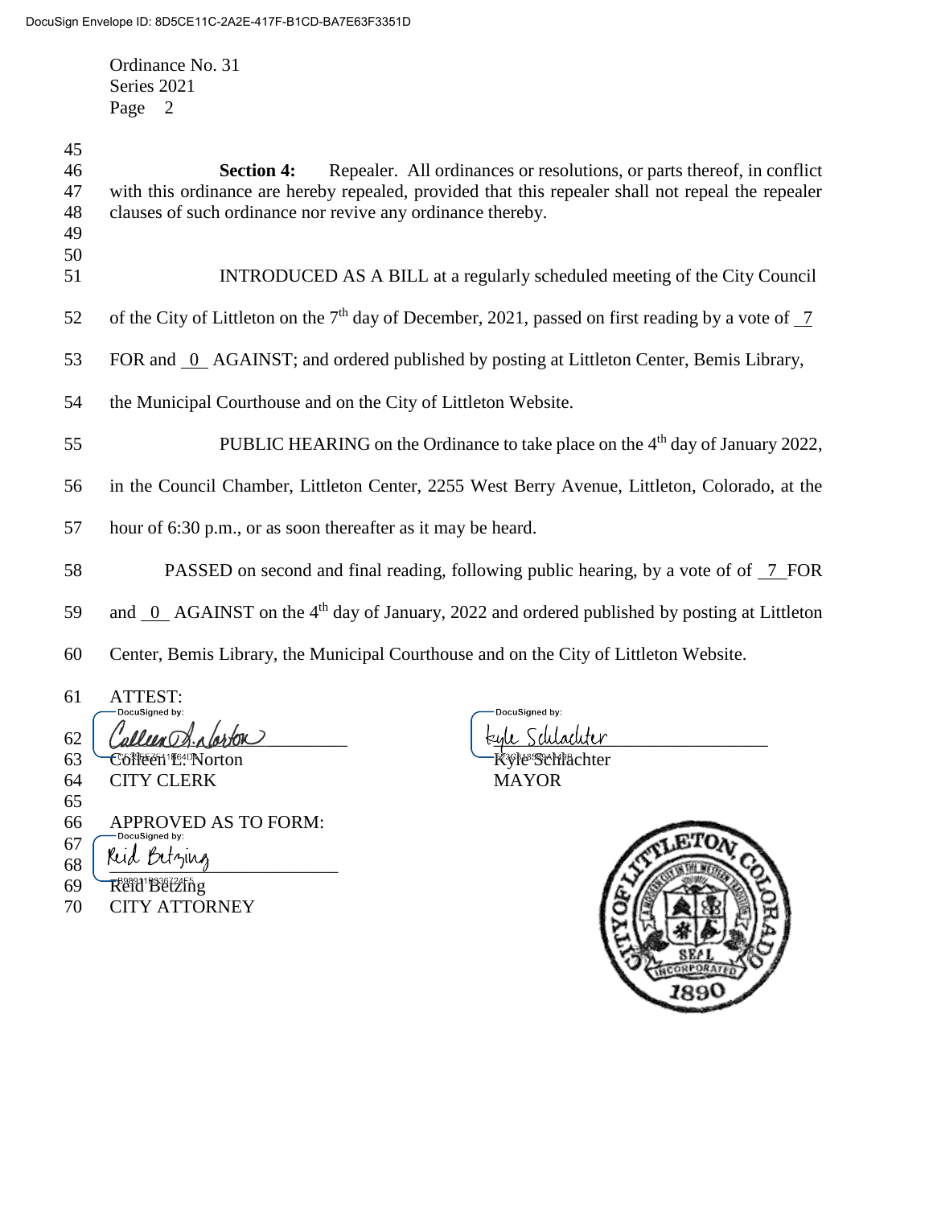Ordinance No. 31
Series 2021

**Section 4:** Repealer. All ordinances or resolutions, or parts thereof, in conflict with this ordinance are hereby repealed, provided that this repealer shall not repeal the repealer clauses of such ordinance nor revive any ordinance thereby.

INTRODUCED AS A BILL at a regularly scheduled meeting of the City Council of the City of Littleton on the 7th day of December, 2021, passed on first reading by a vote of 7 FOR and 0 AGAINST; and ordered published by posting at Littleton Center, Bemis Library, the Municipal Courthouse and on the City of Littleton Website.

PUBLIC HEARING on the Ordinance to take place on the 4th day of January 2022, in the Council Chamber, Littleton Center, 2255 West Berry Avenue, Littleton, Colorado, at the hour of 6:30 p.m., or as soon thereafter as it may be heard.

PASSED on second and final reading, following public hearing, by a vote of of 7 FOR and 0 AGAINST on the 4th day of January, 2022 and ordered published by posting at Littleton Center, Bemis Library, the Municipal Courthouse and on the City of Littleton Website.

ATTEST:

DocuSigned by:

Colleen L. Norton
CITY CLERK

DocuSigned by:

Kyle Schlachter
MAYOR

APPROVED AS TO FORM:

DocuSigned by:

Reid Betzing
CITY ATTORNEY